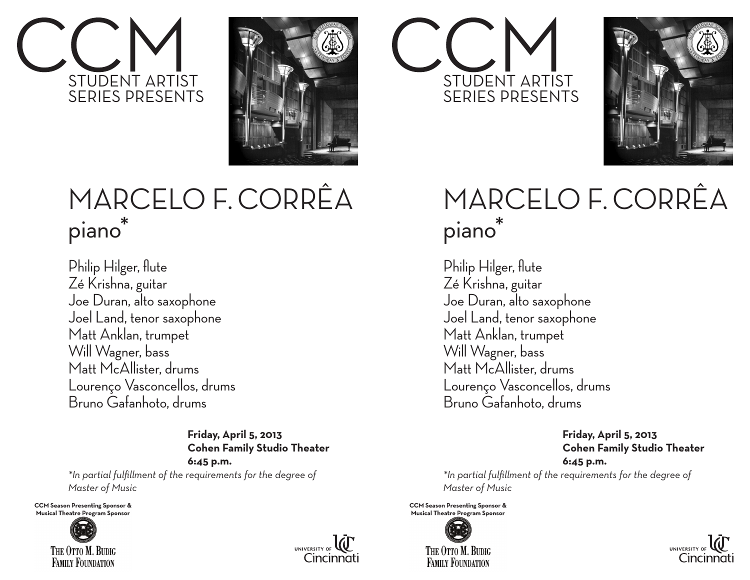# CCM

STUDENT ARTIST SERIES PRESENTS

# MARCELO F. CORRÊA

## piano*

Philip Hilger, flute
Zé Krishna, guitar
Joe Duran, alto saxophone
Joel Land, tenor saxophone
Matt Anklan, trumpet
Will Wagner, bass
Matt McAllister, drums
Lourenço Vasconcellos, drums
Bruno Gafanhoto, drums

**Friday, April 5, 2013**
**Cohen Family Studio Theater**
**6:45 p.m.**

*\*In partial fulfillment of the requirements for the degree of Master of Music*

**CCM Season Presenting Sponsor & Musical Theatre Program Sponsor**

THE OTTO M. BUDIG FAMILY FOUNDATION

UNIVERSITY OF Cincinnati

# CCM

STUDENT ARTIST SERIES PRESENTS

# MARCELO F. CORRÊA

## piano*

Philip Hilger, flute
Zé Krishna, guitar
Joe Duran, alto saxophone
Joel Land, tenor saxophone
Matt Anklan, trumpet
Will Wagner, bass
Matt McAllister, drums
Lourenço Vasconcellos, drums
Bruno Gafanhoto, drums

**Friday, April 5, 2013**
**Cohen Family Studio Theater**
**6:45 p.m.**

*\*In partial fulfillment of the requirements for the degree of Master of Music*

**CCM Season Presenting Sponsor & Musical Theatre Program Sponsor**

THE OTTO M. BUDIG FAMILY FOUNDATION

UNIVERSITY OF Cincinnati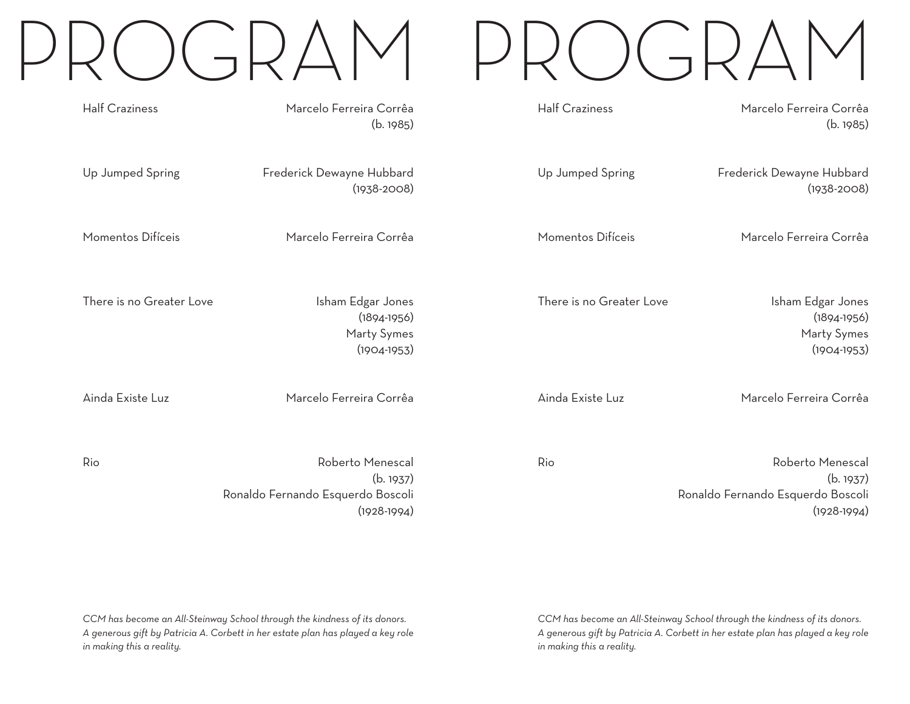# PROGRAM

| | |
|---|---|
| Half Craziness | Marcelo Ferreira Corrêa (b. 1985) |
| Up Jumped Spring | Frederick Dewayne Hubbard (1938-2008) |
| Momentos Difíceis | Marcelo Ferreira Corrêa |
| There is no Greater Love | Isham Edgar Jones (1894-1956)<br>Marty Symes (1904-1953) |
| Ainda Existe Luz | Marcelo Ferreira Corrêa |
| Rio | Roberto Menescal (b. 1937)<br>Ronaldo Fernando Esquerdo Boscoli (1928-1994) |

*CCM has become an All-Steinway School through the kindness of its donors. A generous gift by Patricia A. Corbett in her estate plan has played a key role in making this a reality.*

# PROGRAM

| | |
|---|---|
| Half Craziness | Marcelo Ferreira Corrêa (b. 1985) |
| Up Jumped Spring | Frederick Dewayne Hubbard (1938-2008) |
| Momentos Difíceis | Marcelo Ferreira Corrêa |
| There is no Greater Love | Isham Edgar Jones (1894-1956)<br>Marty Symes (1904-1953) |
| Ainda Existe Luz | Marcelo Ferreira Corrêa |
| Rio | Roberto Menescal (b. 1937)<br>Ronaldo Fernando Esquerdo Boscoli (1928-1994) |

*CCM has become an All-Steinway School through the kindness of its donors. A generous gift by Patricia A. Corbett in her estate plan has played a key role in making this a reality.*